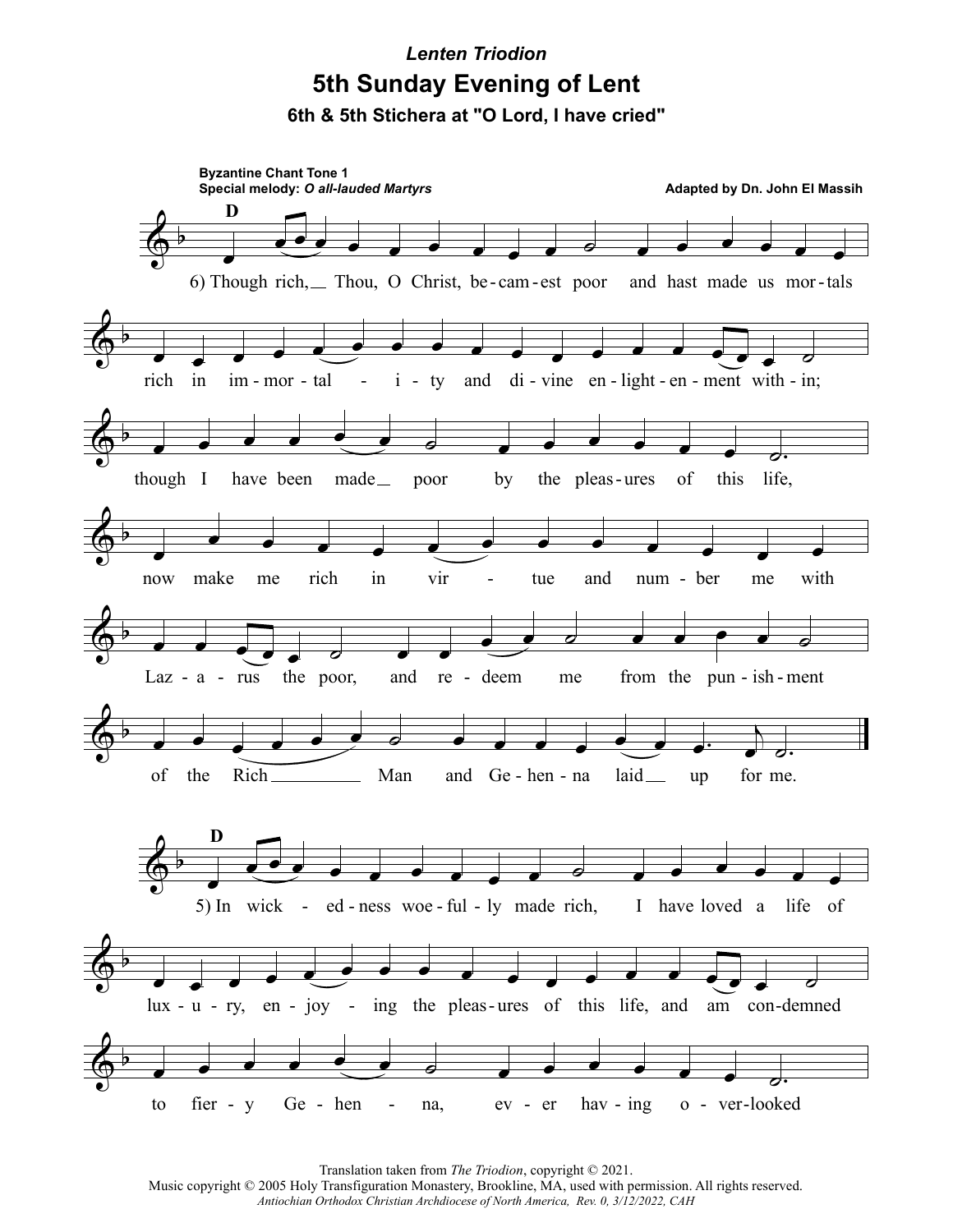*Lenten Triodion*

# 5th Sunday Evening of Lent

### 6th & 5th Stichera at "O Lord, I have cried"

**Byzantine Chant Tone 1**
**Special melody:** ***O all-lauded Martyrs***

**Adapted by Dn. John El Massih**

**D**

6) Though rich, Thou, O Christ, be-cam-est poor and hast made us mor-tals rich in im-mor-tal - i-ty and di-vine en-light-en-ment with-in; though I have been made poor by the pleas-ures of this life, now make me rich in vir - tue and num-ber me with Laz-a-rus the poor, and re-deem me from the pun-ish-ment of the Rich Man and Ge-hen-na laid up for me.

**D**

5) In wick - ed-ness woe-ful-ly made rich, I have loved a life of lux-u-ry, en-joy - ing the pleas-ures of this life, and am con-demned to fier-y Ge-hen - na, ev-er hav-ing o-ver-looked

Translation taken from *The Triodion*, copyright © 2021.
Music copyright © 2005 Holy Transfiguration Monastery, Brookline, MA, used with permission. All rights reserved.
*Antiochian Orthodox Christian Archdiocese of North America, Rev. 0, 3/12/2022, CAH*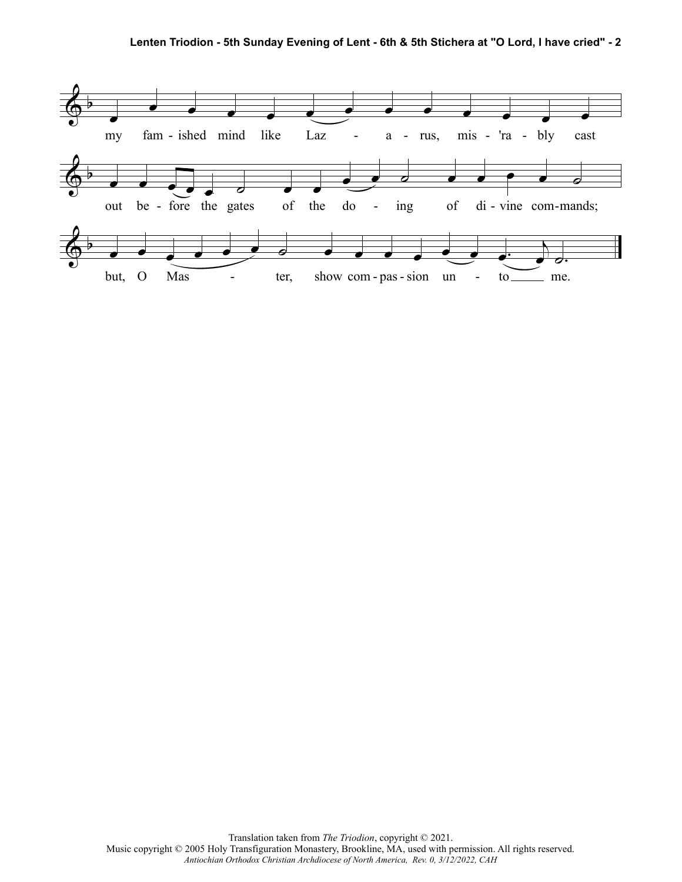my fam - ished mind like Laz - a - rus, mis - 'ra - bly cast

out be - fore the gates of the do - ing of di - vine com-mands;

but, O Mas - ter, show com - pas - sion un - to ___ me.

Translation taken from *The Triodion*, copyright © 2021.
Music copyright © 2005 Holy Transfiguration Monastery, Brookline, MA, used with permission. All rights reserved.
*Antiochian Orthodox Christian Archdiocese of North America, Rev. 0, 3/12/2022, CAH*